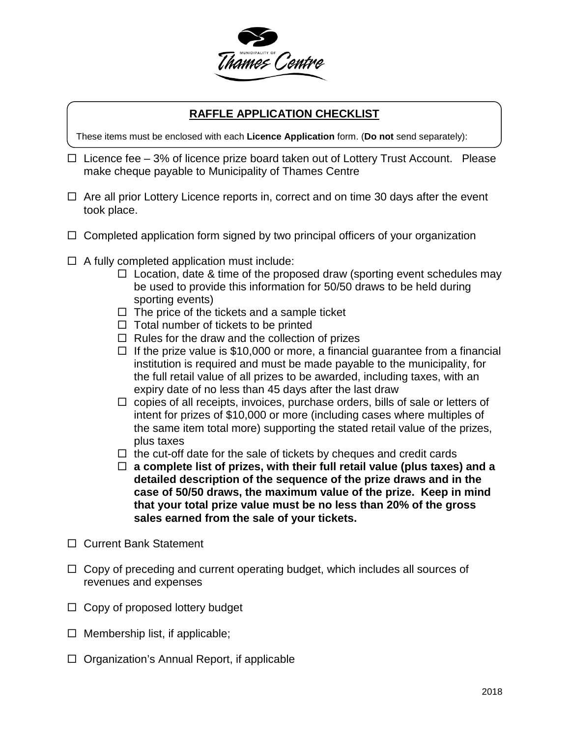MUNICIPALITY OF Thames Centre

## RAFFLE APPLICATION CHECKLIST

These items must be enclosed with each **Licence Application** form. (**Do not** send separately):

- ☐ Licence fee – 3% of licence prize board taken out of Lottery Trust Account. Please make cheque payable to Municipality of Thames Centre

- ☐ Are all prior Lottery Licence reports in, correct and on time 30 days after the event took place.

- ☐ Completed application form signed by two principal officers of your organization

- ☐ A fully completed application must include:
  - ☐ Location, date & time of the proposed draw (sporting event schedules may be used to provide this information for 50/50 draws to be held during sporting events)
  - ☐ The price of the tickets and a sample ticket
  - ☐ Total number of tickets to be printed
  - ☐ Rules for the draw and the collection of prizes
  - ☐ If the prize value is $10,000 or more, a financial guarantee from a financial institution is required and must be made payable to the municipality, for the full retail value of all prizes to be awarded, including taxes, with an expiry date of no less than 45 days after the last draw
  - ☐ copies of all receipts, invoices, purchase orders, bills of sale or letters of intent for prizes of $10,000 or more (including cases where multiples of the same item total more) supporting the stated retail value of the prizes, plus taxes
  - ☐ the cut-off date for the sale of tickets by cheques and credit cards
  - ☐ **a complete list of prizes, with their full retail value (plus taxes) and a detailed description of the sequence of the prize draws and in the case of 50/50 draws, the maximum value of the prize. Keep in mind that your total prize value must be no less than 20% of the gross sales earned from the sale of your tickets.**

- ☐ Current Bank Statement

- ☐ Copy of preceding and current operating budget, which includes all sources of revenues and expenses

- ☐ Copy of proposed lottery budget

- ☐ Membership list, if applicable;

- ☐ Organization's Annual Report, if applicable

2018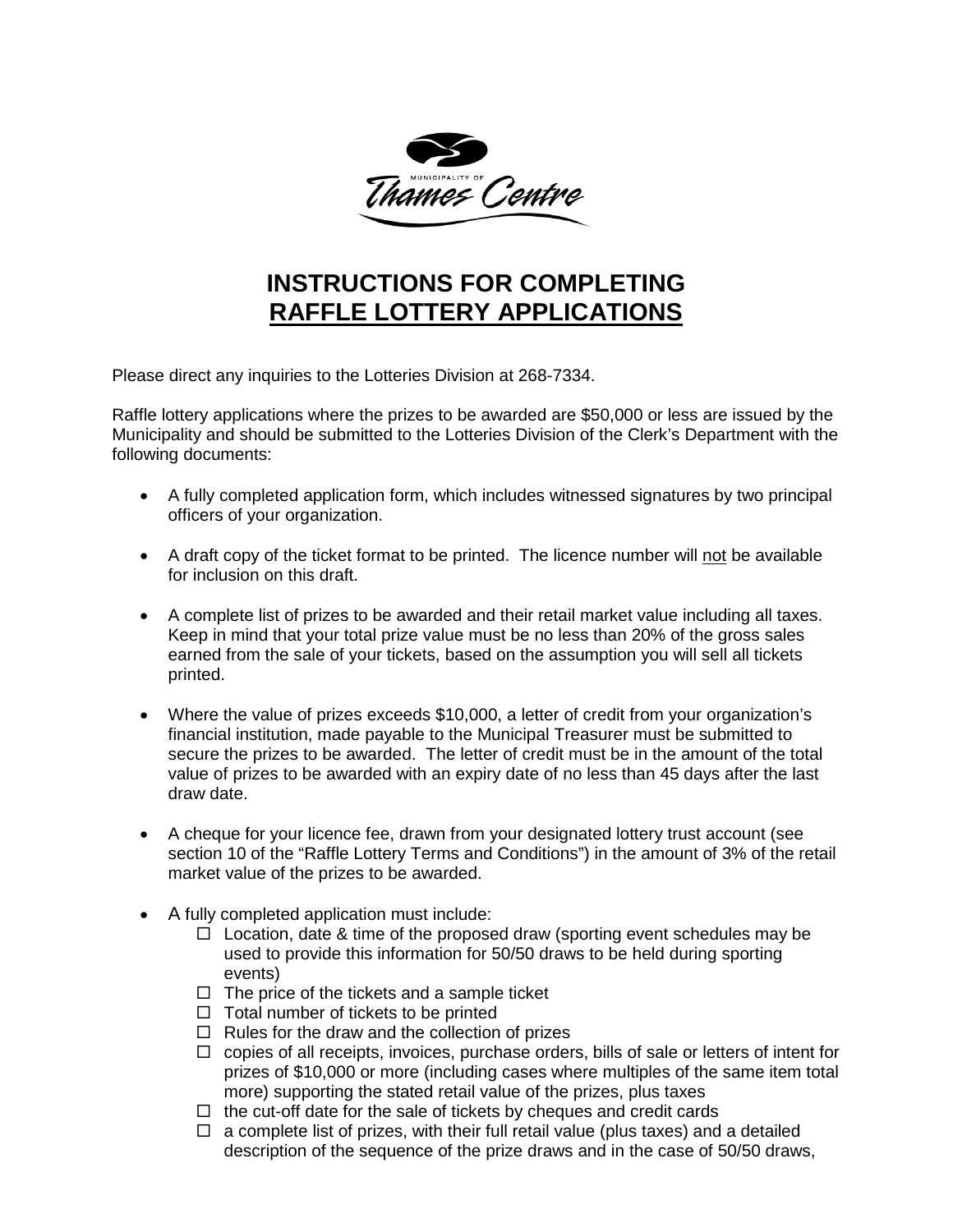# INSTRUCTIONS FOR COMPLETING RAFFLE LOTTERY APPLICATIONS

Please direct any inquiries to the Lotteries Division at 268-7334.

Raffle lottery applications where the prizes to be awarded are $50,000 or less are issued by the Municipality and should be submitted to the Lotteries Division of the Clerk's Department with the following documents:

- A fully completed application form, which includes witnessed signatures by two principal officers of your organization.
- A draft copy of the ticket format to be printed. The licence number will not be available for inclusion on this draft.
- A complete list of prizes to be awarded and their retail market value including all taxes. Keep in mind that your total prize value must be no less than 20% of the gross sales earned from the sale of your tickets, based on the assumption you will sell all tickets printed.
- Where the value of prizes exceeds $10,000, a letter of credit from your organization's financial institution, made payable to the Municipal Treasurer must be submitted to secure the prizes to be awarded. The letter of credit must be in the amount of the total value of prizes to be awarded with an expiry date of no less than 45 days after the last draw date.
- A cheque for your licence fee, drawn from your designated lottery trust account (see section 10 of the "Raffle Lottery Terms and Conditions") in the amount of 3% of the retail market value of the prizes to be awarded.
- A fully completed application must include:
  - ☐ Location, date & time of the proposed draw (sporting event schedules may be used to provide this information for 50/50 draws to be held during sporting events)
  - ☐ The price of the tickets and a sample ticket
  - ☐ Total number of tickets to be printed
  - ☐ Rules for the draw and the collection of prizes
  - ☐ copies of all receipts, invoices, purchase orders, bills of sale or letters of intent for prizes of $10,000 or more (including cases where multiples of the same item total more) supporting the stated retail value of the prizes, plus taxes
  - ☐ the cut-off date for the sale of tickets by cheques and credit cards
  - ☐ a complete list of prizes, with their full retail value (plus taxes) and a detailed description of the sequence of the prize draws and in the case of 50/50 draws,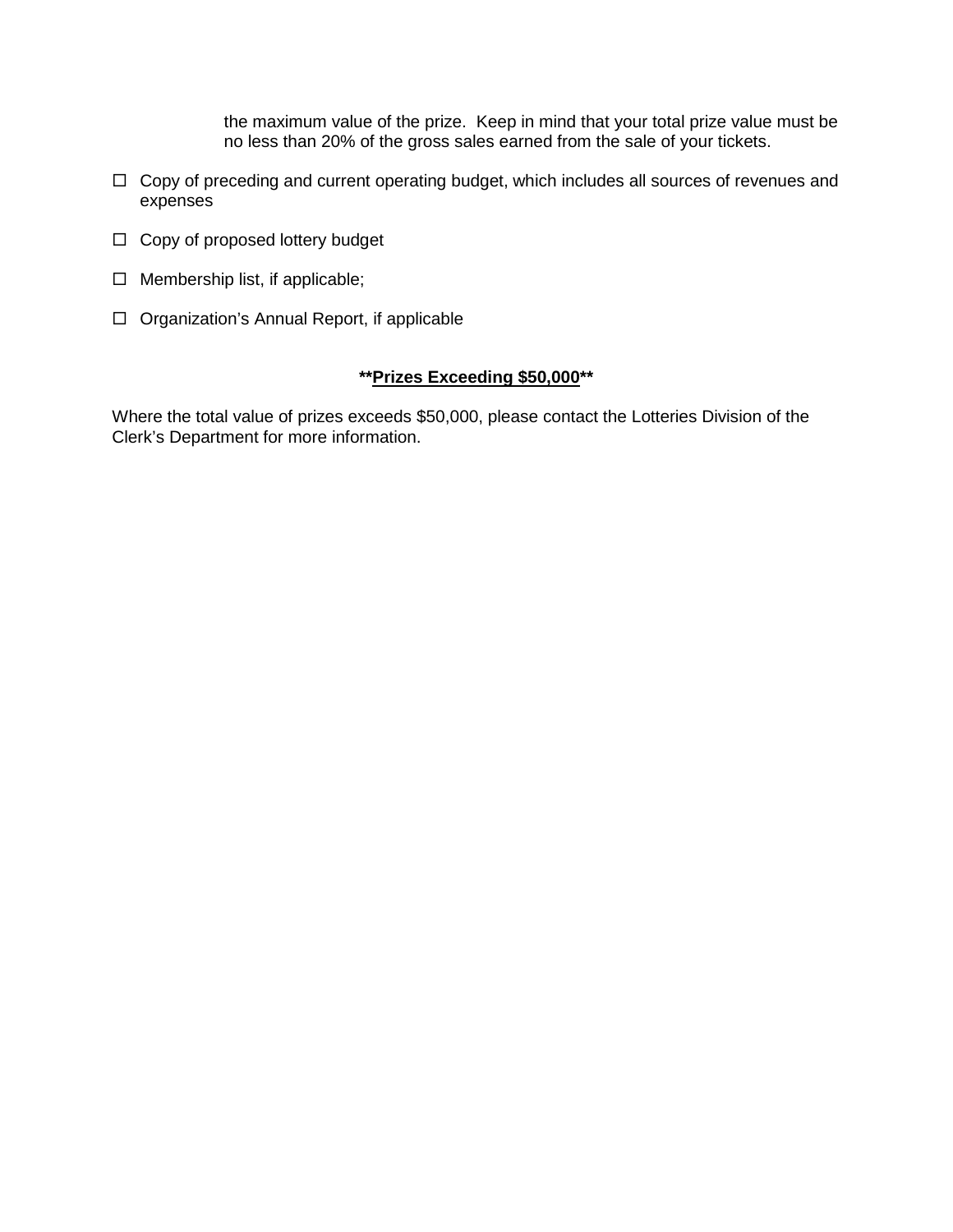the maximum value of the prize. Keep in mind that your total prize value must be no less than 20% of the gross sales earned from the sale of your tickets.

- ☐ Copy of preceding and current operating budget, which includes all sources of revenues and expenses
- ☐ Copy of proposed lottery budget
- ☐ Membership list, if applicable;
- ☐ Organization's Annual Report, if applicable

**Prizes Exceeding $50,000**

Where the total value of prizes exceeds $50,000, please contact the Lotteries Division of the Clerk's Department for more information.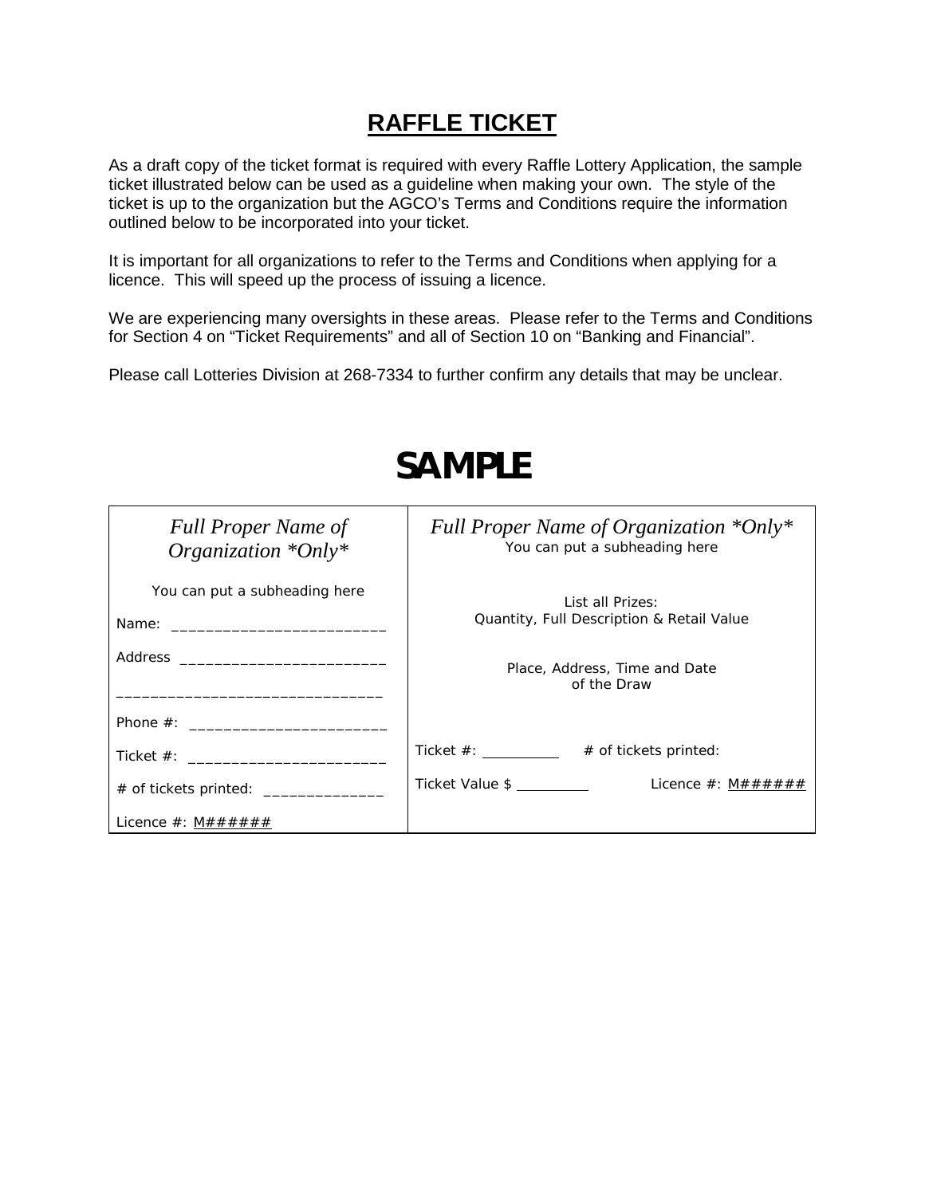# RAFFLE TICKET

As a draft copy of the ticket format is required with every Raffle Lottery Application, the sample ticket illustrated below can be used as a guideline when making your own. The style of the ticket is up to the organization but the AGCO's Terms and Conditions require the information outlined below to be incorporated into your ticket.

It is important for all organizations to refer to the Terms and Conditions when applying for a licence. This will speed up the process of issuing a licence.

We are experiencing many oversights in these areas. Please refer to the Terms and Conditions for Section 4 on "Ticket Requirements" and all of Section 10 on "Banking and Financial".

Please call Lotteries Division at 268-7334 to further confirm any details that may be unclear.

# SAMPLE

| *Full Proper Name of Organization \*Only\** | *Full Proper Name of Organization \*Only\** |
|---|---|
| You can put a subheading here | You can put a subheading here |
| Name: ________________________ | List all Prizes: Quantity, Full Description & Retail Value |
| Address ________________________ ______________________________ | Place, Address, Time and Date of the Draw |
| Phone #: ______________________ | |
| Ticket #: ______________________ | Ticket #: __________ # of tickets printed: |
| # of tickets printed: ______________ | Ticket Value $ _________ Licence #: M###### |
| Licence #: M###### | |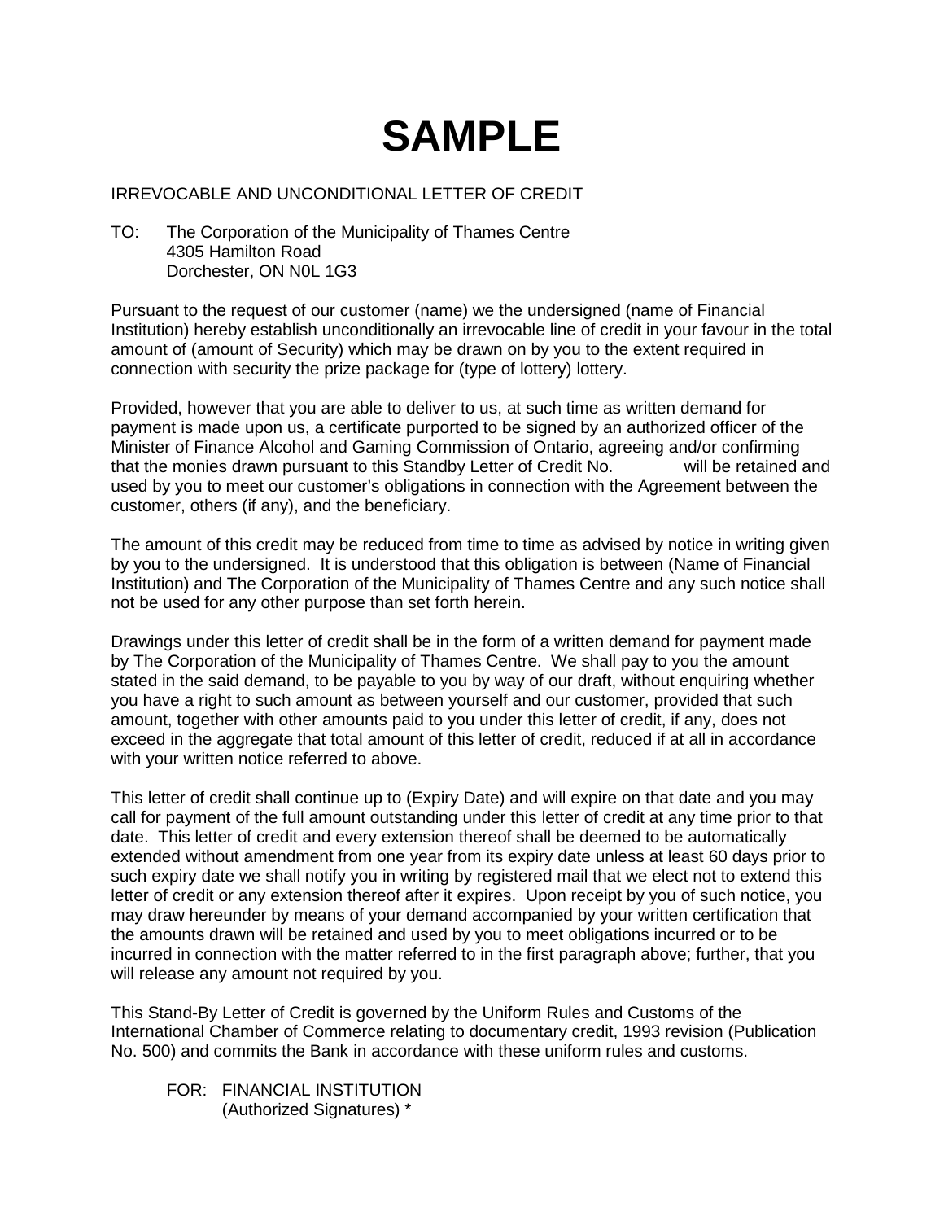# SAMPLE

IRREVOCABLE AND UNCONDITIONAL LETTER OF CREDIT

TO: The Corporation of the Municipality of Thames Centre
4305 Hamilton Road
Dorchester, ON N0L 1G3

Pursuant to the request of our customer (name) we the undersigned (name of Financial Institution) hereby establish unconditionally an irrevocable line of credit in your favour in the total amount of (amount of Security) which may be drawn on by you to the extent required in connection with security the prize package for (type of lottery) lottery.

Provided, however that you are able to deliver to us, at such time as written demand for payment is made upon us, a certificate purported to be signed by an authorized officer of the Minister of Finance Alcohol and Gaming Commission of Ontario, agreeing and/or confirming that the monies drawn pursuant to this Standby Letter of Credit No. ______ will be retained and used by you to meet our customer's obligations in connection with the Agreement between the customer, others (if any), and the beneficiary.

The amount of this credit may be reduced from time to time as advised by notice in writing given by you to the undersigned. It is understood that this obligation is between (Name of Financial Institution) and The Corporation of the Municipality of Thames Centre and any such notice shall not be used for any other purpose than set forth herein.

Drawings under this letter of credit shall be in the form of a written demand for payment made by The Corporation of the Municipality of Thames Centre. We shall pay to you the amount stated in the said demand, to be payable to you by way of our draft, without enquiring whether you have a right to such amount as between yourself and our customer, provided that such amount, together with other amounts paid to you under this letter of credit, if any, does not exceed in the aggregate that total amount of this letter of credit, reduced if at all in accordance with your written notice referred to above.

This letter of credit shall continue up to (Expiry Date) and will expire on that date and you may call for payment of the full amount outstanding under this letter of credit at any time prior to that date. This letter of credit and every extension thereof shall be deemed to be automatically extended without amendment from one year from its expiry date unless at least 60 days prior to such expiry date we shall notify you in writing by registered mail that we elect not to extend this letter of credit or any extension thereof after it expires. Upon receipt by you of such notice, you may draw hereunder by means of your demand accompanied by your written certification that the amounts drawn will be retained and used by you to meet obligations incurred or to be incurred in connection with the matter referred to in the first paragraph above; further, that you will release any amount not required by you.

This Stand-By Letter of Credit is governed by the Uniform Rules and Customs of the International Chamber of Commerce relating to documentary credit, 1993 revision (Publication No. 500) and commits the Bank in accordance with these uniform rules and customs.

FOR: FINANCIAL INSTITUTION
(Authorized Signatures) *